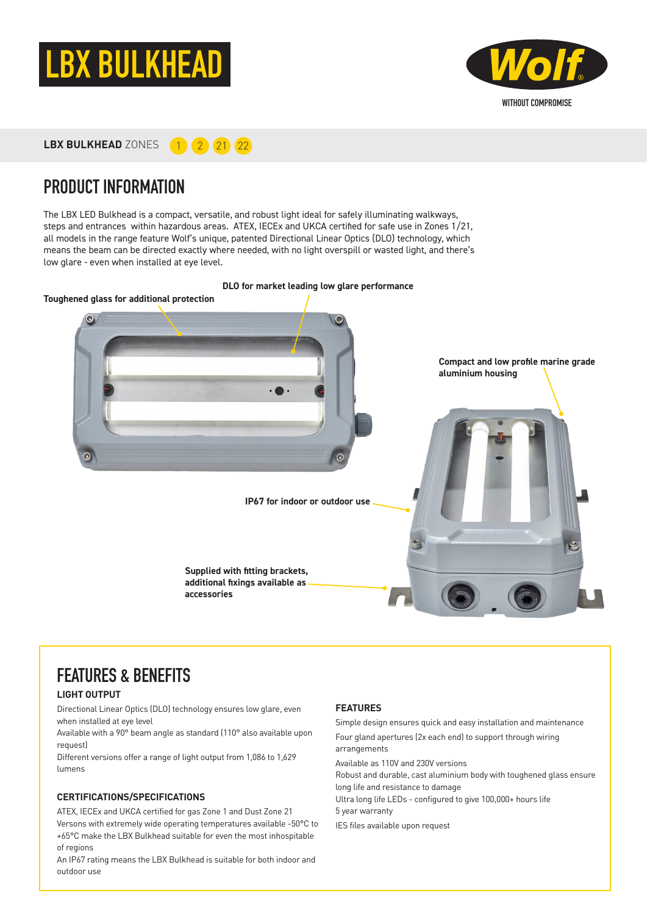# LBX BULKHEAD

**Wolf**

WITHOUT COMPROMISE

**LBX BULKHEAD** ZONES 1 2 21 22

## PRODUCT INFORMATION

The LBX LED Bulkhead is a compact, versatile, and robust light ideal for safely illuminating walkways, steps and entrances within hazardous areas. ATEX, IECEx and UKCA certified for safe use in Zones 1/21, all models in the range feature Wolf's unique, patented Directional Linear Optics (DLO) technology, which means the beam can be directed exactly where needed, with no light overspill or wasted light, and there's low glare - even when installed at eye level.

**DLO for market leading low glare performance**

**Toughened glass for additional protection**

**Compact and low profile marine grade aluminium housing**

**IP67 for indoor or outdoor use**

**Supplied with fitting brackets, additional fixings available as accessories**

## FEATURES & BENEFITS

### LIGHT OUTPUT

Directional Linear Optics (DLO) technology ensures low glare, even when installed at eye level

Available with a 90° beam angle as standard (110° also available upon request)

Different versions offer a range of light output from 1,086 to 1,629 lumens

### CERTIFICATIONS/SPECIFICATIONS

ATEX, IECEx and UKCA certified for gas Zone 1 and Dust Zone 21

Versons with extremely wide operating temperatures available -50°C to +65°C make the LBX Bulkhead suitable for even the most inhospitable of regions

An IP67 rating means the LBX Bulkhead is suitable for both indoor and outdoor use

### FEATURES

Simple design ensures quick and easy installation and maintenance

Four gland apertures (2x each end) to support through wiring arrangements

Available as 110V and 230V versions

Robust and durable, cast aluminium body with toughened glass ensure long life and resistance to damage

Ultra long life LEDs - configured to give 100,000+ hours life

5 year warranty

IES files available upon request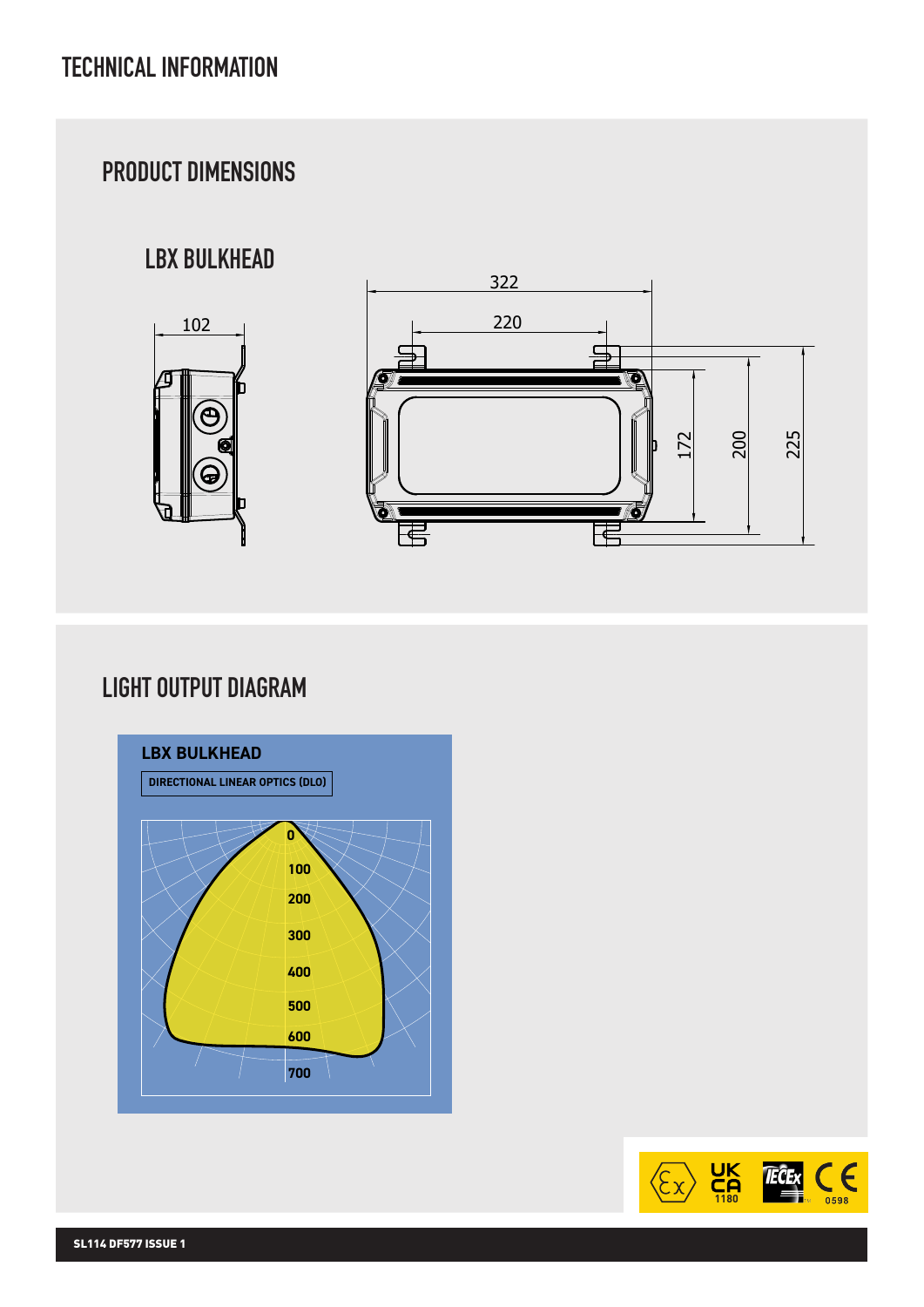# TECHNICAL INFORMATION

## PRODUCT DIMENSIONS

### LBX BULKHEAD

102

322

220

172

200

225

## LIGHT OUTPUT DIAGRAM

**LBX BULKHEAD**

**DIRECTIONAL LINEAR OPTICS (DLO)**

0
100
200
300
400
500
600
700

UK CA 1180

IECEx

CE 0598

**SL114 DF577 ISSUE 1**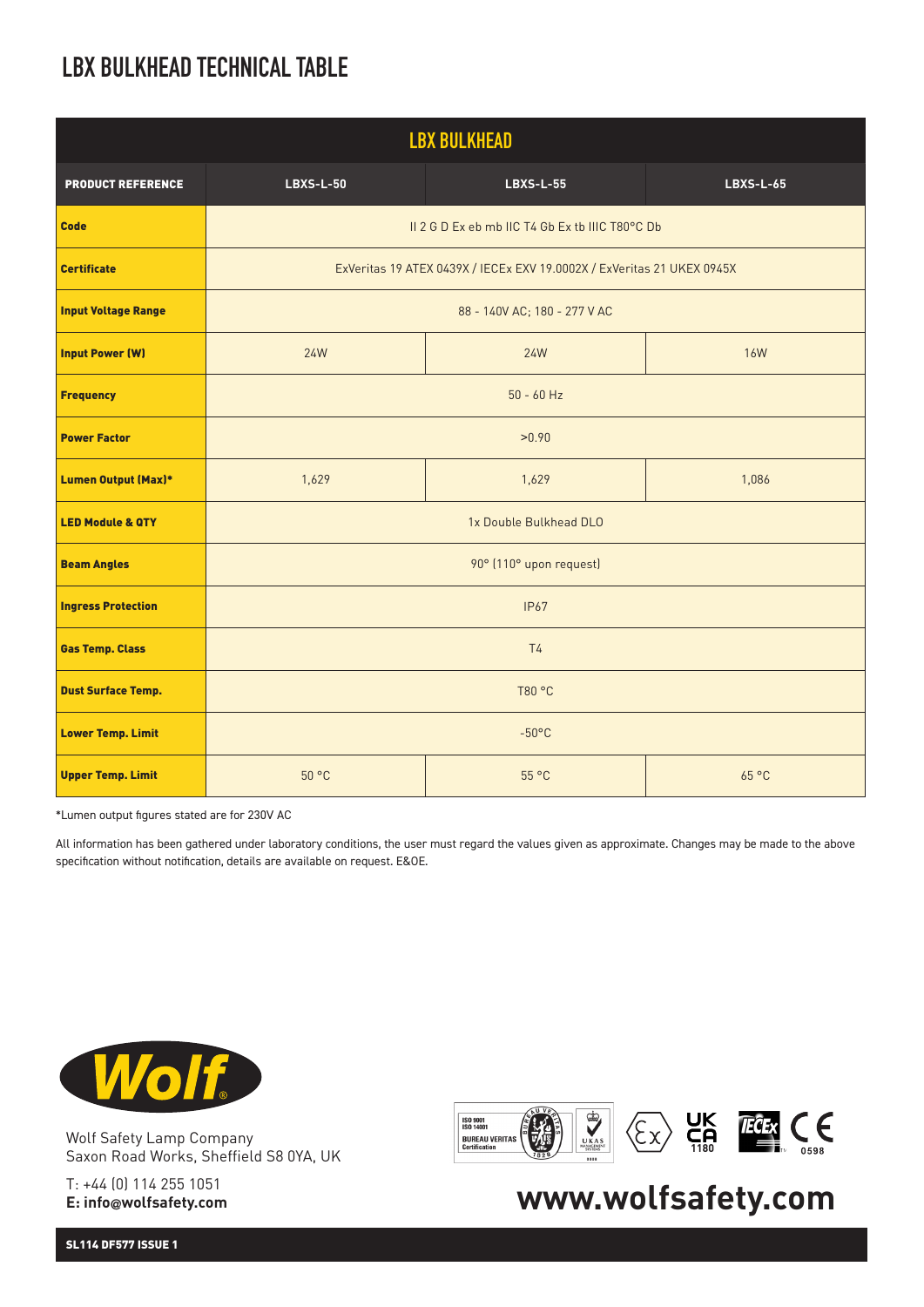# LBX BULKHEAD TECHNICAL TABLE

| LBX BULKHEAD | | | |
|---|---|---|---|
| **PRODUCT REFERENCE** | **LBXS-L-50** | **LBXS-L-55** | **LBXS-L-65** |
| **Code** | II 2 G D Ex eb mb IIC T4 Gb Ex tb IIIC T80°C Db | | |
| **Certificate** | ExVeritas 19 ATEX 0439X / IECEx EXV 19.0002X / ExVeritas 21 UKEX 0945X | | |
| **Input Voltage Range** | 88 - 140V AC; 180 - 277 V AC | | |
| **Input Power (W)** | 24W | 24W | 16W |
| **Frequency** | 50 - 60 Hz | | |
| **Power Factor** | >0.90 | | |
| **Lumen Output (Max)*** | 1,629 | 1,629 | 1,086 |
| **LED Module & QTY** | 1x Double Bulkhead DLO | | |
| **Beam Angles** | 90° (110° upon request) | | |
| **Ingress Protection** | IP67 | | |
| **Gas Temp. Class** | T4 | | |
| **Dust Surface Temp.** | T80 °C | | |
| **Lower Temp. Limit** | -50°C | | |
| **Upper Temp. Limit** | 50 °C | 55 °C | 65 °C |

*Lumen output figures stated are for 230V AC

All information has been gathered under laboratory conditions, the user must regard the values given as approximate. Changes may be made to the above specification without notification, details are available on request. E&OE.

Wolf Safety Lamp Company
Saxon Road Works, Sheffield S8 0YA, UK

T: +44 (0) 114 255 1051
**E: info@wolfsafety.com**

**www.wolfsafety.com**

SL114 DF577 ISSUE 1